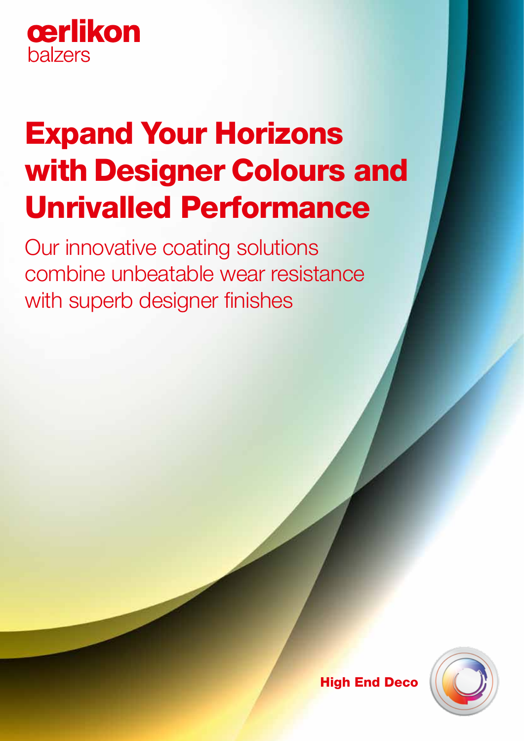œrlikon
balzers

# Expand Your Horizons with Designer Colours and Unrivalled Performance

Our innovative coating solutions combine unbeatable wear resistance with superb designer finishes

**High End Deco**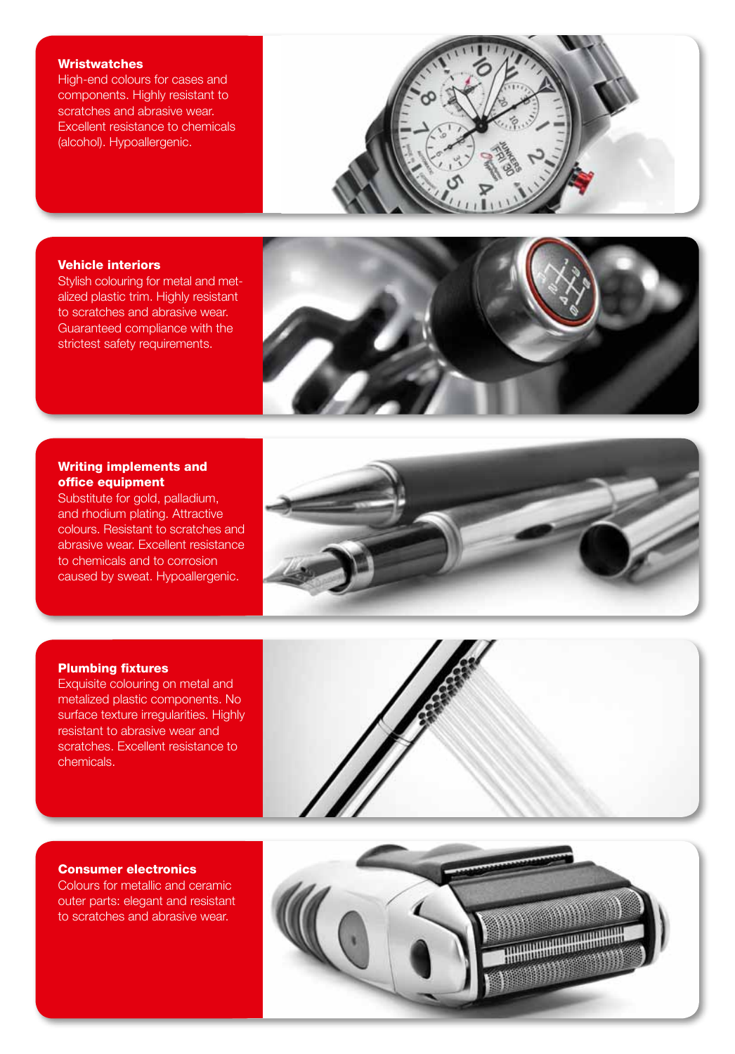### Wristwatches

High-end colours for cases and components. Highly resistant to scratches and abrasive wear. Excellent resistance to chemicals (alcohol). Hypoallergenic.

### Vehicle interiors

Stylish colouring for metal and metalized plastic trim. Highly resistant to scratches and abrasive wear. Guaranteed compliance with the strictest safety requirements.

### Writing implements and office equipment

Substitute for gold, palladium, and rhodium plating. Attractive colours. Resistant to scratches and abrasive wear. Excellent resistance to chemicals and to corrosion caused by sweat. Hypoallergenic.

### Plumbing fixtures

Exquisite colouring on metal and metalized plastic components. No surface texture irregularities. Highly resistant to abrasive wear and scratches. Excellent resistance to chemicals.

### Consumer electronics

Colours for metallic and ceramic outer parts: elegant and resistant to scratches and abrasive wear.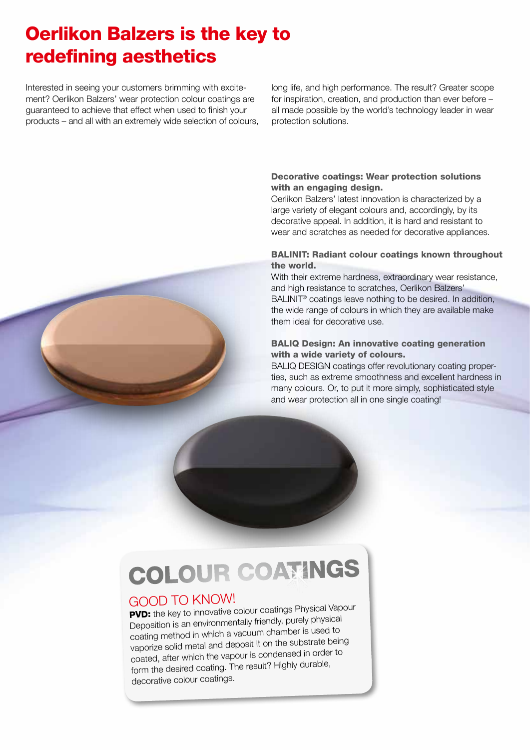# Oerlikon Balzers is the key to redefining aesthetics

Interested in seeing your customers brimming with excitement? Oerlikon Balzers' wear protection colour coatings are guaranteed to achieve that effect when used to finish your products – and all with an extremely wide selection of colours, long life, and high performance. The result? Greater scope for inspiration, creation, and production than ever before – all made possible by the world's technology leader in wear protection solutions.

**Decorative coatings: Wear protection solutions with an engaging design.**
Oerlikon Balzers' latest innovation is characterized by a large variety of elegant colours and, accordingly, by its decorative appeal. In addition, it is hard and resistant to wear and scratches as needed for decorative appliances.

**BALINIT: Radiant colour coatings known throughout the world.**
With their extreme hardness, extraordinary wear resistance, and high resistance to scratches, Oerlikon Balzers' BALINIT® coatings leave nothing to be desired. In addition, the wide range of colours in which they are available make them ideal for decorative use.

**BALIQ Design: An innovative coating generation with a wide variety of colours.**
BALIQ DESIGN coatings offer revolutionary coating properties, such as extreme smoothness and excellent hardness in many colours. Or, to put it more simply, sophisticated style and wear protection all in one single coating!

## COLOUR COATINGS

### GOOD TO KNOW!

**PVD:** the key to innovative colour coatings Physical Vapour Deposition is an environmentally friendly, purely physical coating method in which a vacuum chamber is used to vaporize solid metal and deposit it on the substrate being coated, after which the vapour is condensed in order to form the desired coating. The result? Highly durable, decorative colour coatings.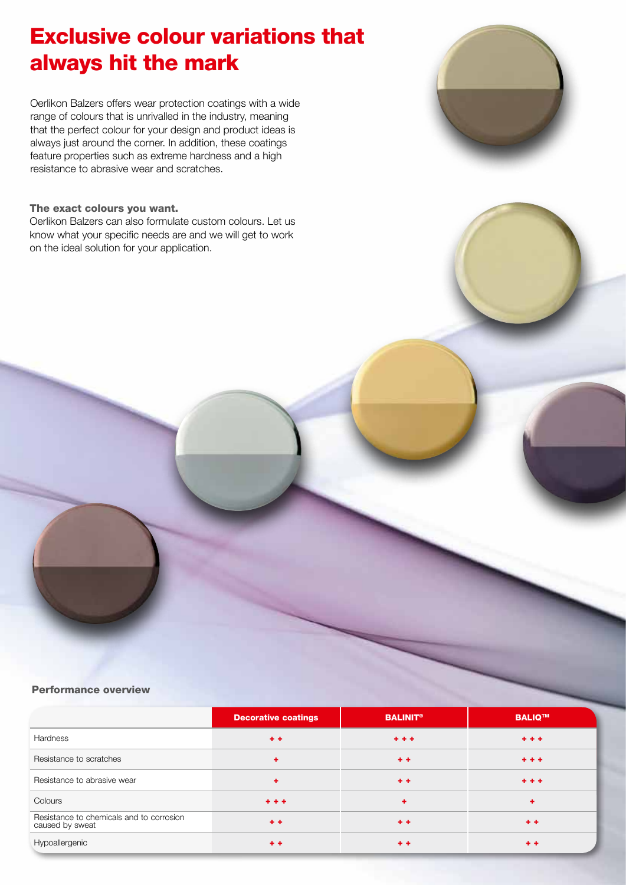# Exclusive colour variations that always hit the mark

Oerlikon Balzers offers wear protection coatings with a wide range of colours that is unrivalled in the industry, meaning that the perfect colour for your design and product ideas is always just around the corner. In addition, these coatings feature properties such as extreme hardness and a high resistance to abrasive wear and scratches.

**The exact colours you want.**
Oerlikon Balzers can also formulate custom colours. Let us know what your specific needs are and we will get to work on the ideal solution for your application.

**Performance overview**

| | Decorative coatings | BALINIT® | BALIQ™ |
|---|---|---|---|
| Hardness | + + | + + + | + + + |
| Resistance to scratches | + | + + | + + + |
| Resistance to abrasive wear | + | + + | + + + |
| Colours | + + + | + | + |
| Resistance to chemicals and to corrosion caused by sweat | + + | + + | + + |
| Hypoallergenic | + + | + + | + + |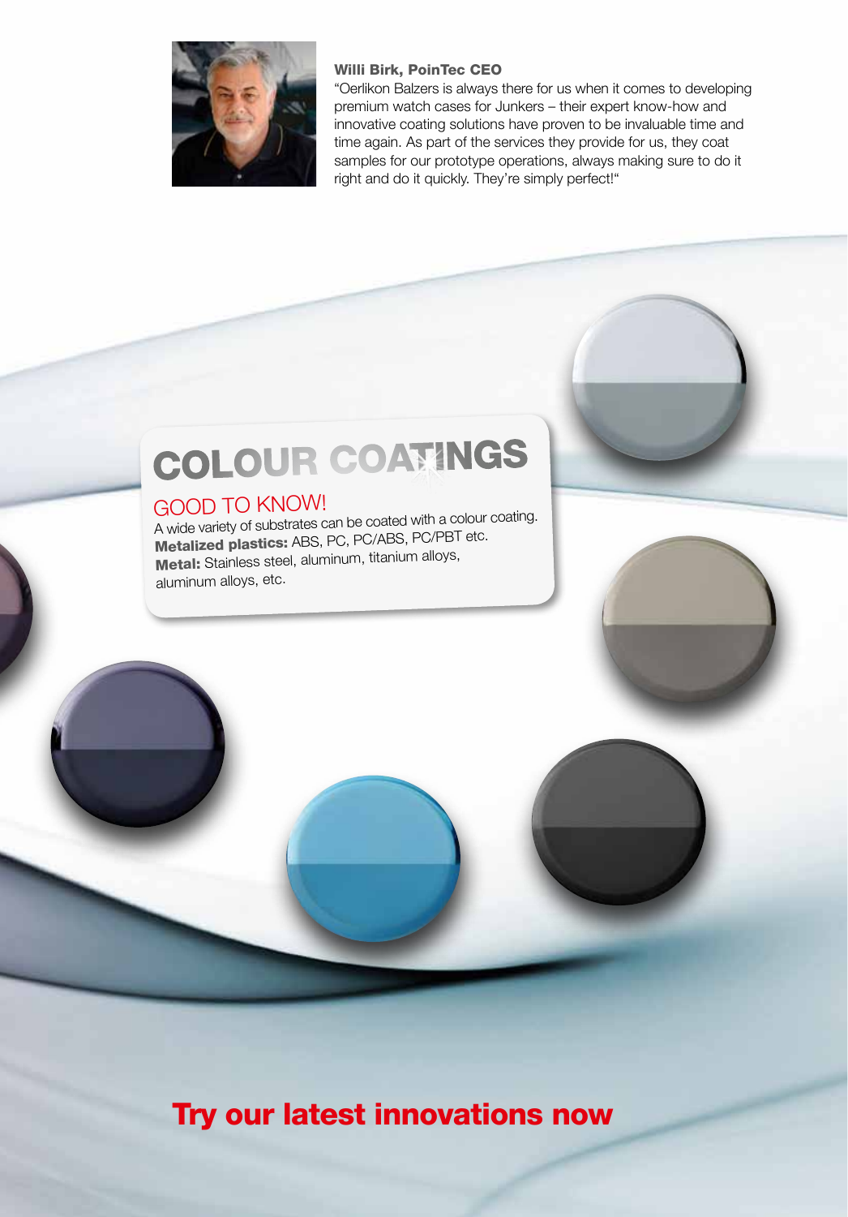**Willi Birk, PoinTec CEO**

"Oerlikon Balzers is always there for us when it comes to developing premium watch cases for Junkers – their expert know-how and innovative coating solutions have proven to be invaluable time and time again. As part of the services they provide for us, they coat samples for our prototype operations, always making sure to do it right and do it quickly. They're simply perfect!"

# COLOUR COATINGS

## GOOD TO KNOW!

A wide variety of substrates can be coated with a colour coating.

**Metalized plastics:** ABS, PC, PC/ABS, PC/PBT etc.

**Metal:** Stainless steel, aluminum, titanium alloys, aluminum alloys, etc.

## Try our latest innovations now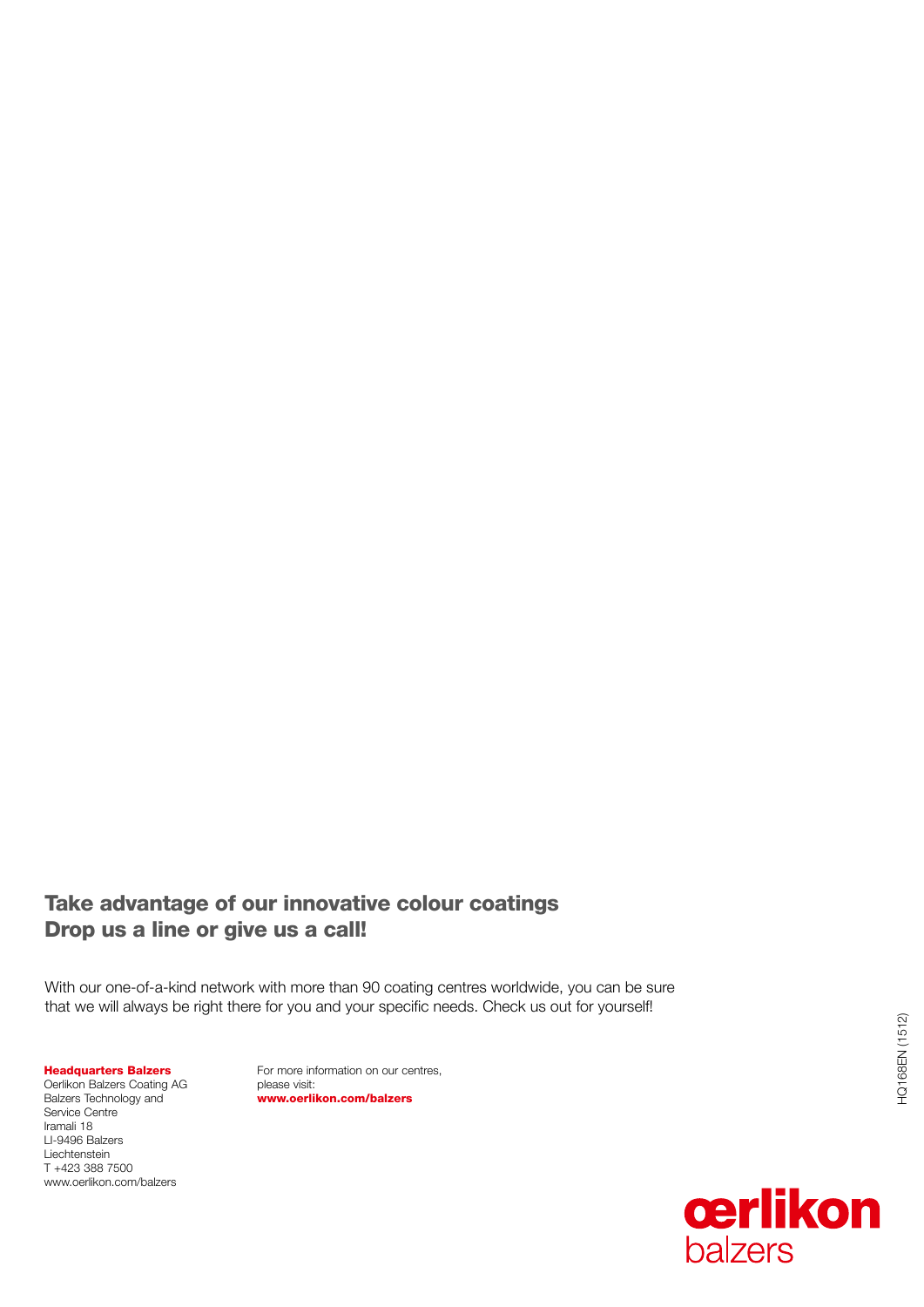## Take advantage of our innovative colour coatings
## Drop us a line or give us a call!

With our one-of-a-kind network with more than 90 coating centres worldwide, you can be sure that we will always be right there for you and your specific needs. Check us out for yourself!

**Headquarters Balzers**
Oerlikon Balzers Coating AG
Balzers Technology and
Service Centre
Iramali 18
LI-9496 Balzers
Liechtenstein
T +423 388 7500
www.oerlikon.com/balzers

For more information on our centres,
please visit:
**www.oerlikon.com/balzers**

HQ168EN (1512)

oerlikon
balzers